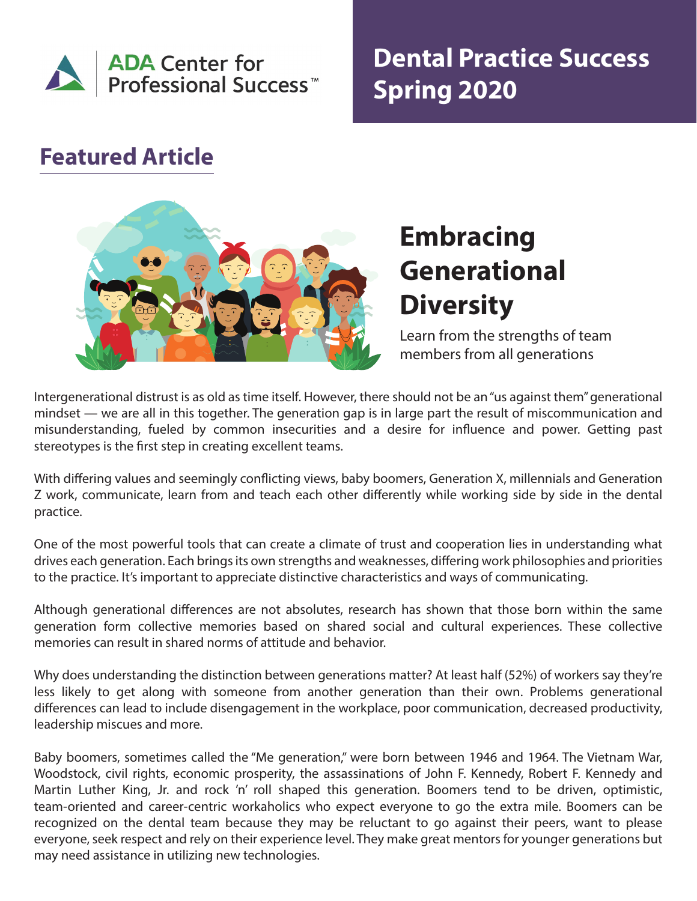ADA Center for Professional Success™

# Dental Practice Success Spring 2020

## Featured Article

# Embracing Generational Diversity

Learn from the strengths of team members from all generations

Intergenerational distrust is as old as time itself. However, there should not be an "us against them" generational mindset — we are all in this together. The generation gap is in large part the result of miscommunication and misunderstanding, fueled by common insecurities and a desire for influence and power. Getting past stereotypes is the first step in creating excellent teams.

With differing values and seemingly conflicting views, baby boomers, Generation X, millennials and Generation Z work, communicate, learn from and teach each other differently while working side by side in the dental practice.

One of the most powerful tools that can create a climate of trust and cooperation lies in understanding what drives each generation. Each brings its own strengths and weaknesses, differing work philosophies and priorities to the practice. It's important to appreciate distinctive characteristics and ways of communicating.

Although generational differences are not absolutes, research has shown that those born within the same generation form collective memories based on shared social and cultural experiences. These collective memories can result in shared norms of attitude and behavior.

Why does understanding the distinction between generations matter? At least half (52%) of workers say they're less likely to get along with someone from another generation than their own. Problems generational differences can lead to include disengagement in the workplace, poor communication, decreased productivity, leadership miscues and more.

Baby boomers, sometimes called the "Me generation," were born between 1946 and 1964. The Vietnam War, Woodstock, civil rights, economic prosperity, the assassinations of John F. Kennedy, Robert F. Kennedy and Martin Luther King, Jr. and rock 'n' roll shaped this generation. Boomers tend to be driven, optimistic, team-oriented and career-centric workaholics who expect everyone to go the extra mile. Boomers can be recognized on the dental team because they may be reluctant to go against their peers, want to please everyone, seek respect and rely on their experience level. They make great mentors for younger generations but may need assistance in utilizing new technologies.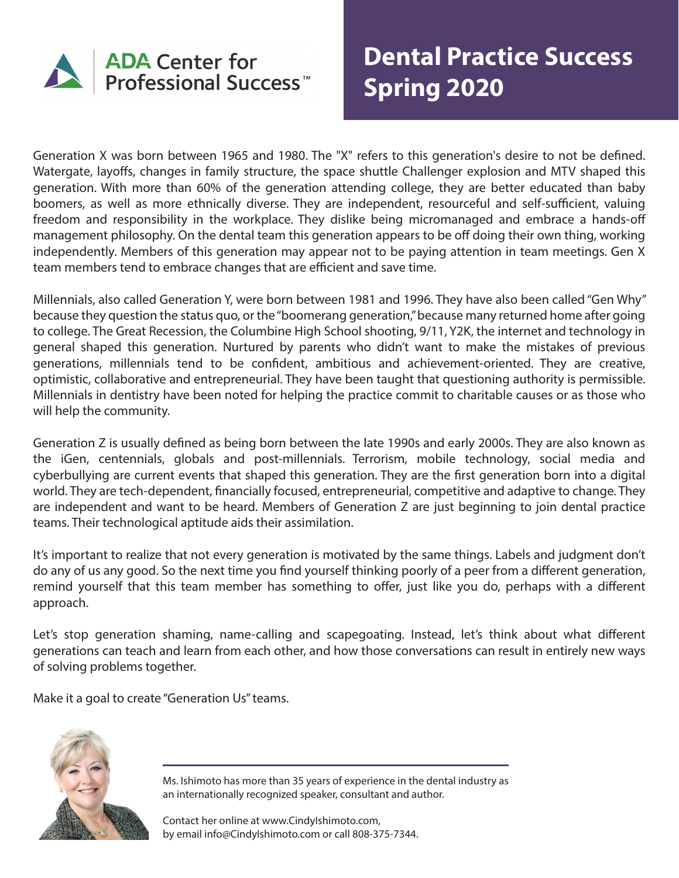ADA Center for Professional Success™

# Dental Practice Success Spring 2020

Generation X was born between 1965 and 1980. The "X" refers to this generation's desire to not be defined. Watergate, layoffs, changes in family structure, the space shuttle Challenger explosion and MTV shaped this generation. With more than 60% of the generation attending college, they are better educated than baby boomers, as well as more ethnically diverse. They are independent, resourceful and self-sufficient, valuing freedom and responsibility in the workplace. They dislike being micromanaged and embrace a hands-off management philosophy. On the dental team this generation appears to be off doing their own thing, working independently. Members of this generation may appear not to be paying attention in team meetings. Gen X team members tend to embrace changes that are efficient and save time.

Millennials, also called Generation Y, were born between 1981 and 1996. They have also been called "Gen Why" because they question the status quo, or the "boomerang generation," because many returned home after going to college. The Great Recession, the Columbine High School shooting, 9/11, Y2K, the internet and technology in general shaped this generation. Nurtured by parents who didn't want to make the mistakes of previous generations, millennials tend to be confident, ambitious and achievement-oriented. They are creative, optimistic, collaborative and entrepreneurial. They have been taught that questioning authority is permissible. Millennials in dentistry have been noted for helping the practice commit to charitable causes or as those who will help the community.

Generation Z is usually defined as being born between the late 1990s and early 2000s. They are also known as the iGen, centennials, globals and post-millennials. Terrorism, mobile technology, social media and cyberbullying are current events that shaped this generation. They are the first generation born into a digital world. They are tech-dependent, financially focused, entrepreneurial, competitive and adaptive to change. They are independent and want to be heard. Members of Generation Z are just beginning to join dental practice teams. Their technological aptitude aids their assimilation.

It's important to realize that not every generation is motivated by the same things. Labels and judgment don't do any of us any good. So the next time you find yourself thinking poorly of a peer from a different generation, remind yourself that this team member has something to offer, just like you do, perhaps with a different approach.

Let's stop generation shaming, name-calling and scapegoating. Instead, let's think about what different generations can teach and learn from each other, and how those conversations can result in entirely new ways of solving problems together.

Make it a goal to create "Generation Us" teams.

---

Ms. Ishimoto has more than 35 years of experience in the dental industry as an internationally recognized speaker, consultant and author.

Contact her online at www.CindyIshimoto.com, by email info@CindyIshimoto.com or call 808-375-7344.